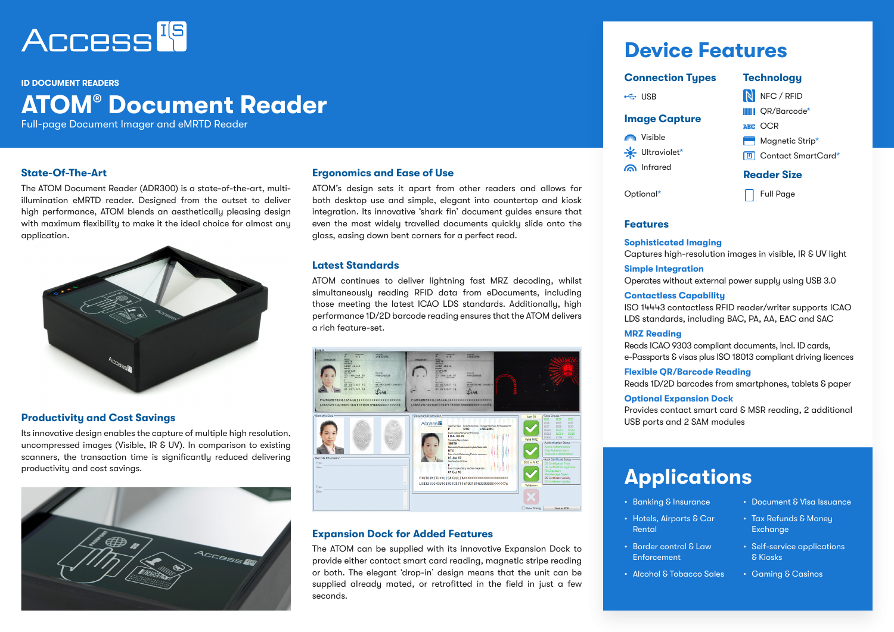ID DOCUMENT READERS

# ATOM® Document Reader

Full-page Document Imager and eMRTD Reader

## State-Of-The-Art

The ATOM Document Reader (ADR300) is a state-of-the-art, multi-illumination eMRTD reader. Designed from the outset to deliver high performance, ATOM blends an aesthetically pleasing design with maximum flexibility to make it the ideal choice for almost any application.

## Productivity and Cost Savings

Its innovative design enables the capture of multiple high resolution, uncompressed images (Visible, IR & UV). In comparison to existing scanners, the transaction time is significantly reduced delivering productivity and cost savings.

## Ergonomics and Ease of Use

ATOM's design sets it apart from other readers and allows for both desktop use and simple, elegant into countertop and kiosk integration. Its innovative 'shark fin' document guides ensure that even the most widely travelled documents quickly slide onto the glass, easing down bent corners for a perfect read.

## Latest Standards

ATOM continues to deliver lightning fast MRZ decoding, whilst simultaneously reading RFID data from eDocuments, including those meeting the latest ICAO LDS standards. Additionally, high performance 1D/2D barcode reading ensures that the ATOM delivers a rich feature-set.

## Expansion Dock for Added Features

The ATOM can be supplied with its innovative Expansion Dock to provide either contact smart card reading, magnetic stripe reading or both. The elegant 'drop-in' design means that the unit can be supplied already mated, or retrofitted in the field in just a few seconds.

# Device Features

### Connection Types

- USB

### Image Capture

- Visible
- Ultraviolet*
- Infrared

Optional*

### Technology

- NFC / RFID
- QR/Barcode*
- OCR
- Magnetic Strip*
- Contact SmartCard*

### Reader Size

- Full Page

### Features

**Sophisticated Imaging**
Captures high-resolution images in visible, IR & UV light

**Simple Integration**
Operates without external power supply using USB 3.0

**Contactless Capability**
ISO 14443 contactless RFID reader/writer supports ICAO LDS standards, including BAC, PA, AA, EAC and SAC

**MRZ Reading**
Reads ICAO 9303 compliant documents, incl. ID cards, e-Passports & visas plus ISO 18013 compliant driving licences

**Flexible QR/Barcode Reading**
Reads 1D/2D barcodes from smartphones, tablets & paper

**Optional Expansion Dock**
Provides contact smart card & MSR reading, 2 additional USB ports and 2 SAM modules

# Applications

- Banking & Insurance
- Hotels, Airports & Car Rental
- Border control & Law Enforcement
- Alcohol & Tobacco Sales
- Document & Visa Issuance
- Tax Refunds & Money Exchange
- Self-service applications & Kiosks
- Gaming & Casinos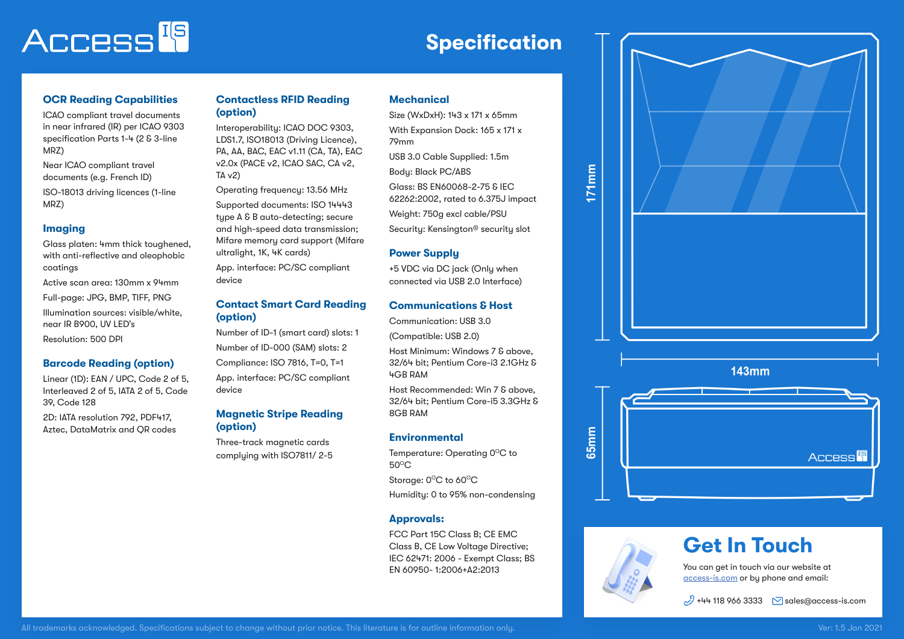# Specification

## OCR Reading Capabilities

ICAO compliant travel documents in near infrared (IR) per ICAO 9303 specification Parts 1-4 (2 & 3-line MRZ)

Near ICAO compliant travel documents (e.g. French ID)

ISO-18013 driving licences (1-line MRZ)

## Imaging

Glass platen: 4mm thick toughened, with anti-reflective and oleophobic coatings

Active scan area: 130mm x 94mm

Full-page: JPG, BMP, TIFF, PNG

Illumination sources: visible/white, near IR B900, UV LED's

Resolution: 500 DPI

## Barcode Reading (option)

Linear (1D): EAN / UPC, Code 2 of 5, Interleaved 2 of 5, IATA 2 of 5, Code 39, Code 128

2D: IATA resolution 792, PDF417, Aztec, DataMatrix and QR codes

## Contactless RFID Reading (option)

Interoperability: ICAO DOC 9303, LDS1.7, ISO18013 (Driving Licence), PA, AA, BAC, EAC v1.11 (CA, TA), EAC v2.0x (PACE v2, ICAO SAC, CA v2, TA v2)

Operating frequency: 13.56 MHz

Supported documents: ISO 14443 type A & B auto-detecting; secure and high-speed data transmission; Mifare memory card support (Mifare ultralight, 1K, 4K cards)

App. interface: PC/SC compliant device

## Contact Smart Card Reading (option)

Number of ID-1 (smart card) slots: 1

Number of ID-000 (SAM) slots: 2

Compliance: ISO 7816, T=0, T=1

App. interface: PC/SC compliant device

## Magnetic Stripe Reading (option)

Three-track magnetic cards complying with ISO7811/ 2-5

## Mechanical

Size (WxDxH): 143 x 171 x 65mm

With Expansion Dock: 165 x 171 x 79mm

USB 3.0 Cable Supplied: 1.5m

Body: Black PC/ABS

Glass: BS EN60068-2-75 & IEC 62262:2002, rated to 6.375J impact

Weight: 750g excl cable/PSU

Security: Kensington® security slot

## Power Supply

+5 VDC via DC jack (Only when connected via USB 2.0 Interface)

## Communications & Host

Communication: USB 3.0

(Compatible: USB 2.0)

Host Minimum: Windows 7 & above, 32/64 bit; Pentium Core-i3 2.1GHz & 4GB RAM

Host Recommended: Win 7 & above, 32/64 bit; Pentium Core-i5 3.3GHz & 8GB RAM

## Environmental

Temperature: Operating 0°C to 50°C

Storage: 0°C to 60°C

Humidity: 0 to 95% non-condensing

## Approvals:

FCC Part 15C Class B; CE EMC Class B, CE Low Voltage Directive; IEC 62471: 2006 - Exempt Class; BS EN 60950- 1:2006+A2:2013

171mm

143mm

65mm

## Get In Touch

You can get in touch via our website at access-is.com or by phone and email:

+44 118 966 3333   sales@access-is.com

All trademarks acknowledged. Specifications subject to change without prior notice. This literature is for outline information only.

Ver: 1.5 Jan 2021